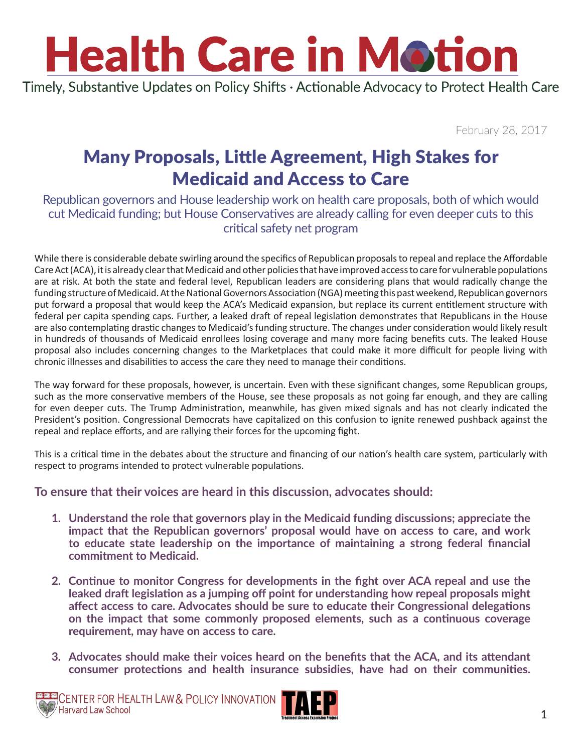# Health Care in Motion

Timely, Substantive Updates on Policy Shifts · Actionable Advocacy to Protect Health Care

February 28, 2017

## Many Proposals, Little Agreement, High Stakes for Medicaid and Access to Care

Republican governors and House leadership work on health care proposals, both of which would cut Medicaid funding; but House Conservatives are already calling for even deeper cuts to this critical safety net program

While there is considerable debate swirling around the specifics of Republican proposals to repeal and replace the Affordable Care Act (ACA), it is already clear that Medicaid and other policies that have improved access to care for vulnerable populations are at risk. At both the state and federal level, Republican leaders are considering plans that would radically change the funding structure of Medicaid. At the National Governors Association (NGA) meeting this past weekend, Republican governors put forward a proposal that would keep the ACA's Medicaid expansion, but replace its current entitlement structure with federal per capita spending caps. Further, a leaked draft of repeal legislation demonstrates that Republicans in the House are also contemplating drastic changes to Medicaid's funding structure. The changes under consideration would likely result in hundreds of thousands of Medicaid enrollees losing coverage and many more facing benefits cuts. The leaked House proposal also includes concerning changes to the Marketplaces that could make it more difficult for people living with chronic illnesses and disabilities to access the care they need to manage their conditions.

The way forward for these proposals, however, is uncertain. Even with these significant changes, some Republican groups, such as the more conservative members of the House, see these proposals as not going far enough, and they are calling for even deeper cuts. The Trump Administration, meanwhile, has given mixed signals and has not clearly indicated the President's position. Congressional Democrats have capitalized on this confusion to ignite renewed pushback against the repeal and replace efforts, and are rallying their forces for the upcoming fight.

This is a critical time in the debates about the structure and financing of our nation's health care system, particularly with respect to programs intended to protect vulnerable populations.

### To ensure that their voices are heard in this discussion, advocates should:

1. **Understand the role that governors play in the Medicaid funding discussions; appreciate the impact that the Republican governors' proposal would have on access to care, and work to educate state leadership on the importance of maintaining a strong federal financial commitment to Medicaid.**

2. **Continue to monitor Congress for developments in the fight over ACA repeal and use the leaked draft legislation as a jumping off point for understanding how repeal proposals might affect access to care. Advocates should be sure to educate their Congressional delegations on the impact that some commonly proposed elements, such as a continuous coverage requirement, may have on access to care.**

3. **Advocates should make their voices heard on the benefits that the ACA, and its attendant consumer protections and health insurance subsidies, have had on their communities.**

Center for Health Law & Policy Innovation, Harvard Law School

TAEP Treatment Access Expansion Project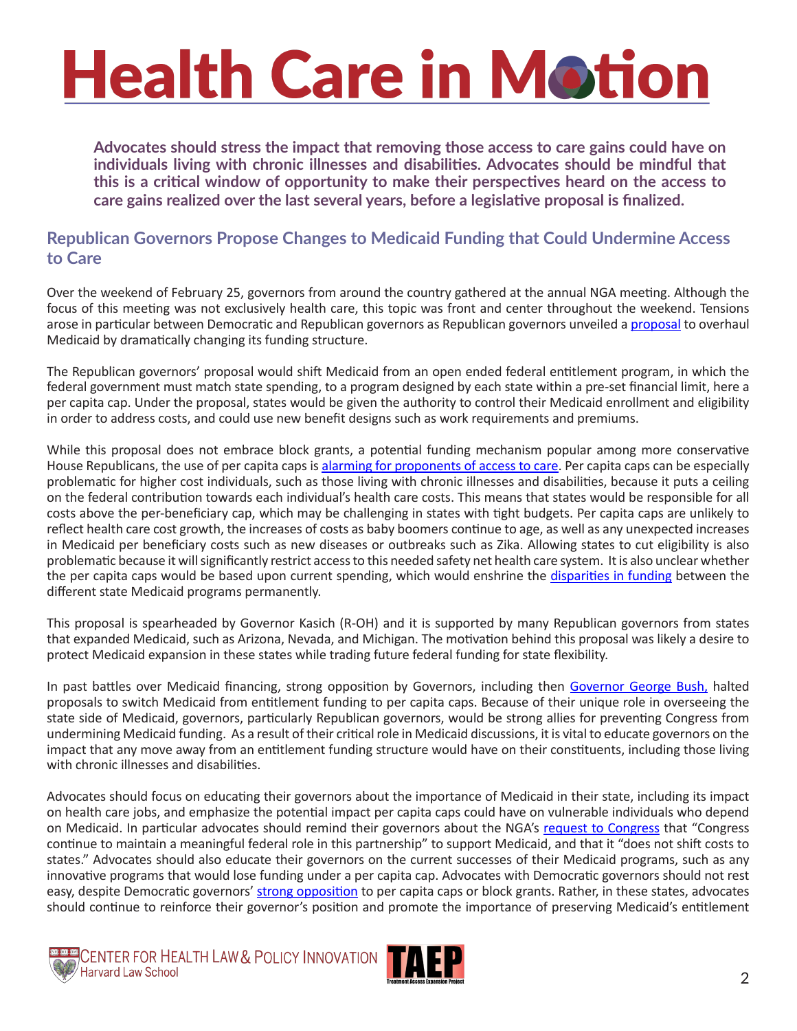**Advocates should stress the impact that removing those access to care gains could have on individuals living with chronic illnesses and disabilities. Advocates should be mindful that this is a critical window of opportunity to make their perspectives heard on the access to care gains realized over the last several years, before a legislative proposal is finalized.**

## Republican Governors Propose Changes to Medicaid Funding that Could Undermine Access to Care

Over the weekend of February 25, governors from around the country gathered at the annual NGA meeting. Although the focus of this meeting was not exclusively health care, this topic was front and center throughout the weekend. Tensions arose in particular between Democratic and Republican governors as Republican governors unveiled a proposal to overhaul Medicaid by dramatically changing its funding structure.

The Republican governors' proposal would shift Medicaid from an open ended federal entitlement program, in which the federal government must match state spending, to a program designed by each state within a pre-set financial limit, here a per capita cap. Under the proposal, states would be given the authority to control their Medicaid enrollment and eligibility in order to address costs, and could use new benefit designs such as work requirements and premiums.

While this proposal does not embrace block grants, a potential funding mechanism popular among more conservative House Republicans, the use of per capita caps is alarming for proponents of access to care. Per capita caps can be especially problematic for higher cost individuals, such as those living with chronic illnesses and disabilities, because it puts a ceiling on the federal contribution towards each individual's health care costs. This means that states would be responsible for all costs above the per-beneficiary cap, which may be challenging in states with tight budgets. Per capita caps are unlikely to reflect health care cost growth, the increases of costs as baby boomers continue to age, as well as any unexpected increases in Medicaid per beneficiary costs such as new diseases or outbreaks such as Zika. Allowing states to cut eligibility is also problematic because it will significantly restrict access to this needed safety net health care system. It is also unclear whether the per capita caps would be based upon current spending, which would enshrine the disparities in funding between the different state Medicaid programs permanently.

This proposal is spearheaded by Governor Kasich (R-OH) and it is supported by many Republican governors from states that expanded Medicaid, such as Arizona, Nevada, and Michigan. The motivation behind this proposal was likely a desire to protect Medicaid expansion in these states while trading future federal funding for state flexibility.

In past battles over Medicaid financing, strong opposition by Governors, including then Governor George Bush, halted proposals to switch Medicaid from entitlement funding to per capita caps. Because of their unique role in overseeing the state side of Medicaid, governors, particularly Republican governors, would be strong allies for preventing Congress from undermining Medicaid funding. As a result of their critical role in Medicaid discussions, it is vital to educate governors on the impact that any move away from an entitlement funding structure would have on their constituents, including those living with chronic illnesses and disabilities.

Advocates should focus on educating their governors about the importance of Medicaid in their state, including its impact on health care jobs, and emphasize the potential impact per capita caps could have on vulnerable individuals who depend on Medicaid. In particular advocates should remind their governors about the NGA's request to Congress that "Congress continue to maintain a meaningful federal role in this partnership" to support Medicaid, and that it "does not shift costs to states." Advocates should also educate their governors on the current successes of their Medicaid programs, such as any innovative programs that would lose funding under a per capita cap. Advocates with Democratic governors should not rest easy, despite Democratic governors' strong opposition to per capita caps or block grants. Rather, in these states, advocates should continue to reinforce their governor's position and promote the importance of preserving Medicaid's entitlement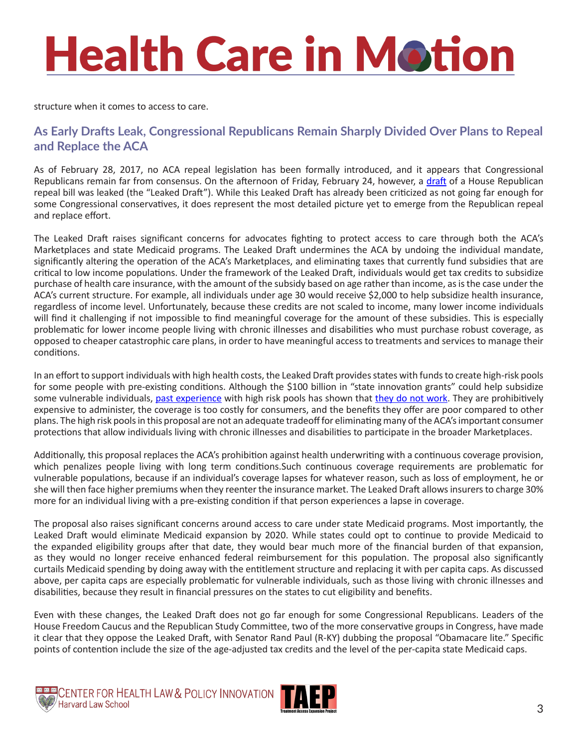structure when it comes to access to care.

## As Early Drafts Leak, Congressional Republicans Remain Sharply Divided Over Plans to Repeal and Replace the ACA

As of February 28, 2017, no ACA repeal legislation has been formally introduced, and it appears that Congressional Republicans remain far from consensus. On the afternoon of Friday, February 24, however, a draft of a House Republican repeal bill was leaked (the "Leaked Draft"). While this Leaked Draft has already been criticized as not going far enough for some Congressional conservatives, it does represent the most detailed picture yet to emerge from the Republican repeal and replace effort.

The Leaked Draft raises significant concerns for advocates fighting to protect access to care through both the ACA's Marketplaces and state Medicaid programs. The Leaked Draft undermines the ACA by undoing the individual mandate, significantly altering the operation of the ACA's Marketplaces, and eliminating taxes that currently fund subsidies that are critical to low income populations. Under the framework of the Leaked Draft, individuals would get tax credits to subsidize purchase of health care insurance, with the amount of the subsidy based on age rather than income, as is the case under the ACA's current structure. For example, all individuals under age 30 would receive $2,000 to help subsidize health insurance, regardless of income level. Unfortunately, because these credits are not scaled to income, many lower income individuals will find it challenging if not impossible to find meaningful coverage for the amount of these subsidies. This is especially problematic for lower income people living with chronic illnesses and disabilities who must purchase robust coverage, as opposed to cheaper catastrophic care plans, in order to have meaningful access to treatments and services to manage their conditions.

In an effort to support individuals with high health costs, the Leaked Draft provides states with funds to create high-risk pools for some people with pre-existing conditions. Although the $100 billion in "state innovation grants" could help subsidize some vulnerable individuals, past experience with high risk pools has shown that they do not work. They are prohibitively expensive to administer, the coverage is too costly for consumers, and the benefits they offer are poor compared to other plans. The high risk pools in this proposal are not an adequate tradeoff for eliminating many of the ACA's important consumer protections that allow individuals living with chronic illnesses and disabilities to participate in the broader Marketplaces.

Additionally, this proposal replaces the ACA's prohibition against health underwriting with a continuous coverage provision, which penalizes people living with long term conditions.Such continuous coverage requirements are problematic for vulnerable populations, because if an individual's coverage lapses for whatever reason, such as loss of employment, he or she will then face higher premiums when they reenter the insurance market. The Leaked Draft allows insurers to charge 30% more for an individual living with a pre-existing condition if that person experiences a lapse in coverage.

The proposal also raises significant concerns around access to care under state Medicaid programs. Most importantly, the Leaked Draft would eliminate Medicaid expansion by 2020. While states could opt to continue to provide Medicaid to the expanded eligibility groups after that date, they would bear much more of the financial burden of that expansion, as they would no longer receive enhanced federal reimbursement for this population. The proposal also significantly curtails Medicaid spending by doing away with the entitlement structure and replacing it with per capita caps. As discussed above, per capita caps are especially problematic for vulnerable individuals, such as those living with chronic illnesses and disabilities, because they result in financial pressures on the states to cut eligibility and benefits.

Even with these changes, the Leaked Draft does not go far enough for some Congressional Republicans. Leaders of the House Freedom Caucus and the Republican Study Committee, two of the more conservative groups in Congress, have made it clear that they oppose the Leaked Draft, with Senator Rand Paul (R-KY) dubbing the proposal "Obamacare lite." Specific points of contention include the size of the age-adjusted tax credits and the level of the per-capita state Medicaid caps.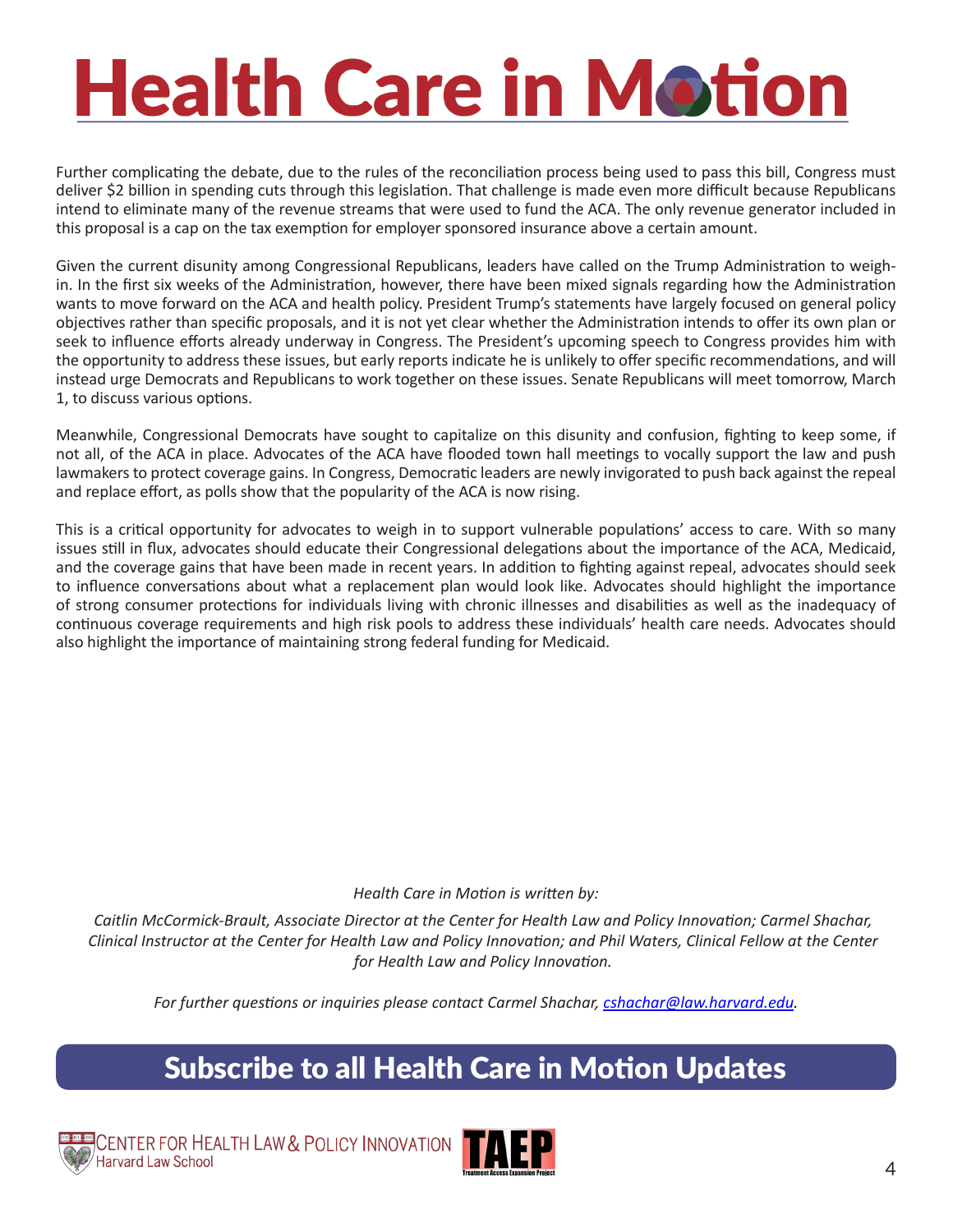# Health Care in Motion

Further complicating the debate, due to the rules of the reconciliation process being used to pass this bill, Congress must deliver $2 billion in spending cuts through this legislation. That challenge is made even more difficult because Republicans intend to eliminate many of the revenue streams that were used to fund the ACA. The only revenue generator included in this proposal is a cap on the tax exemption for employer sponsored insurance above a certain amount.

Given the current disunity among Congressional Republicans, leaders have called on the Trump Administration to weigh-in. In the first six weeks of the Administration, however, there have been mixed signals regarding how the Administration wants to move forward on the ACA and health policy. President Trump's statements have largely focused on general policy objectives rather than specific proposals, and it is not yet clear whether the Administration intends to offer its own plan or seek to influence efforts already underway in Congress. The President's upcoming speech to Congress provides him with the opportunity to address these issues, but early reports indicate he is unlikely to offer specific recommendations, and will instead urge Democrats and Republicans to work together on these issues. Senate Republicans will meet tomorrow, March 1, to discuss various options.

Meanwhile, Congressional Democrats have sought to capitalize on this disunity and confusion, fighting to keep some, if not all, of the ACA in place. Advocates of the ACA have flooded town hall meetings to vocally support the law and push lawmakers to protect coverage gains. In Congress, Democratic leaders are newly invigorated to push back against the repeal and replace effort, as polls show that the popularity of the ACA is now rising.

This is a critical opportunity for advocates to weigh in to support vulnerable populations' access to care. With so many issues still in flux, advocates should educate their Congressional delegations about the importance of the ACA, Medicaid, and the coverage gains that have been made in recent years. In addition to fighting against repeal, advocates should seek to influence conversations about what a replacement plan would look like. Advocates should highlight the importance of strong consumer protections for individuals living with chronic illnesses and disabilities as well as the inadequacy of continuous coverage requirements and high risk pools to address these individuals' health care needs. Advocates should also highlight the importance of maintaining strong federal funding for Medicaid.

*Health Care in Motion is written by:*

*Caitlin McCormick-Brault, Associate Director at the Center for Health Law and Policy Innovation; Carmel Shachar, Clinical Instructor at the Center for Health Law and Policy Innovation; and Phil Waters, Clinical Fellow at the Center for Health Law and Policy Innovation.*

*For further questions or inquiries please contact Carmel Shachar, cshachar@law.harvard.edu.*

## Subscribe to all Health Care in Motion Updates

Center for Health Law & Policy Innovation
Harvard Law School

TAEP
Treatment Access Expansion Project